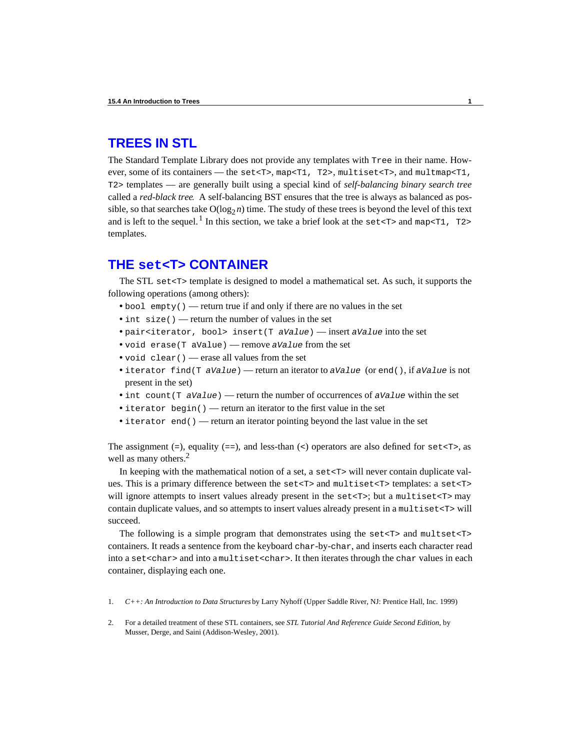## TREES IN STL

The Standard Template Library does not provide any templates with `Tree` in their name. However, some of its containers — the `set<T>`, `map<T1, T2>`, `multiset<T>`, and `multmap<T1, T2>` templates — are generally built using a special kind of *self-balancing binary search tree* called a *red-black tree*. A self-balancing BST ensures that the tree is always as balanced as possible, so that searches take $O(\log_2 n)$ time. The study of these trees is beyond the level of this text and is left to the sequel.[1] In this section, we take a brief look at the `set<T>` and `map<T1, T2>` templates.

## THE `set<T>` CONTAINER

The STL `set<T>` template is designed to model a mathematical set. As such, it supports the following operations (among others):

- `bool empty()` — return true if and only if there are no values in the set
- `int size()` — return the number of values in the set
- `pair<iterator, bool> insert(T aValue)` — insert `aValue` into the set
- `void erase(T aValue)` — remove `aValue` from the set
- `void clear()` — erase all values from the set
- `iterator find(T aValue)` — return an iterator to `aValue` (or `end()`, if `aValue` is not present in the set)
- `int count(T aValue)` — return the number of occurrences of `aValue` within the set
- `iterator begin()` — return an iterator to the first value in the set
- `iterator end()` — return an iterator pointing beyond the last value in the set

The assignment (`=`), equality (`==`), and less-than (`<`) operators are also defined for `set<T>`, as well as many others.[2]

In keeping with the mathematical notion of a set, a `set<T>` will never contain duplicate values. This is a primary difference between the `set<T>` and `multiset<T>` templates: a `set<T>` will ignore attempts to insert values already present in the `set<T>`; but a `multiset<T>` may contain duplicate values, and so attempts to insert values already present in a `multiset<T>` will succeed.

The following is a simple program that demonstrates using the `set<T>` and `multset<T>` containers. It reads a sentence from the keyboard `char`-by-`char`, and inserts each character read into a `set<char>` and into a `multiset<char>`. It then iterates through the `char` values in each container, displaying each one.

1. *C++: An Introduction to Data Structures* by Larry Nyhoff (Upper Saddle River, NJ: Prentice Hall, Inc. 1999)

2. For a detailed treatment of these STL containers, see *STL Tutorial And Reference Guide Second Edition*, by Musser, Derge, and Saini (Addison-Wesley, 2001).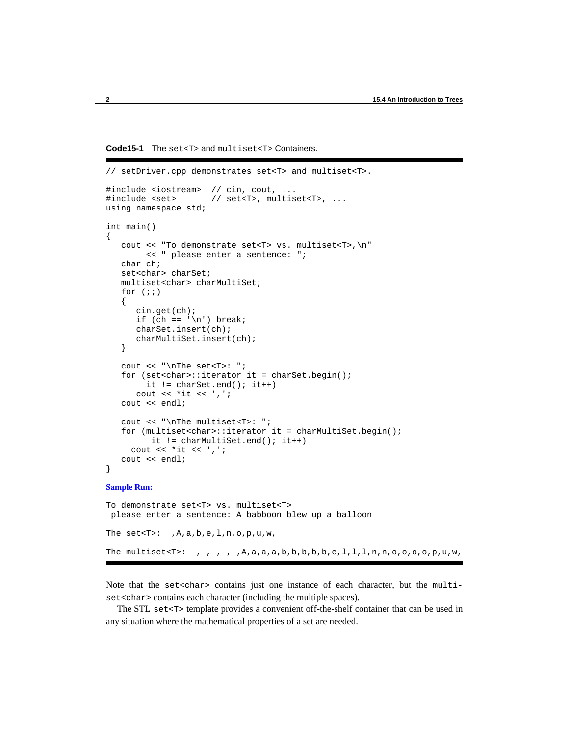**Code15-1** The `set<T>` and `multiset<T>` Containers.

```
// setDriver.cpp demonstrates set<T> and multiset<T>.

#include <iostream>  // cin, cout, ...
#include <set>       // set<T>, multiset<T>, ...
using namespace std;

int main()
{
   cout << "To demonstrate set<T> vs. multiset<T>,\n"
        << " please enter a sentence: ";
   char ch;
   set<char> charSet;
   multiset<char> charMultiSet;
   for (;;)
   {
      cin.get(ch);
      if (ch == '\n') break;
      charSet.insert(ch);
      charMultiSet.insert(ch);
   }

   cout << "\nThe set<T>: ";
   for (set<char>::iterator it = charSet.begin();
        it != charSet.end(); it++)
      cout << *it << ',';
   cout << endl;

   cout << "\nThe multiset<T>: ";
   for (multiset<char>::iterator it = charMultiSet.begin();
         it != charMultiSet.end(); it++)
     cout << *it << ',';
   cout << endl;
}
```

**Sample Run:**

```
To demonstrate set<T> vs. multiset<T>
 please enter a sentence: A babboon blew up a balloon

The set<T>:  ,A,a,b,e,l,n,o,p,u,w,

The multiset<T>:  , , , , ,A,a,a,a,b,b,b,b,b,e,l,l,l,n,n,o,o,o,o,p,u,w,
```

Note that the `set<char>` contains just one instance of each character, but the `multiset<char>` contains each character (including the multiple spaces).

The STL `set<T>` template provides a convenient off-the-shelf container that can be used in any situation where the mathematical properties of a set are needed.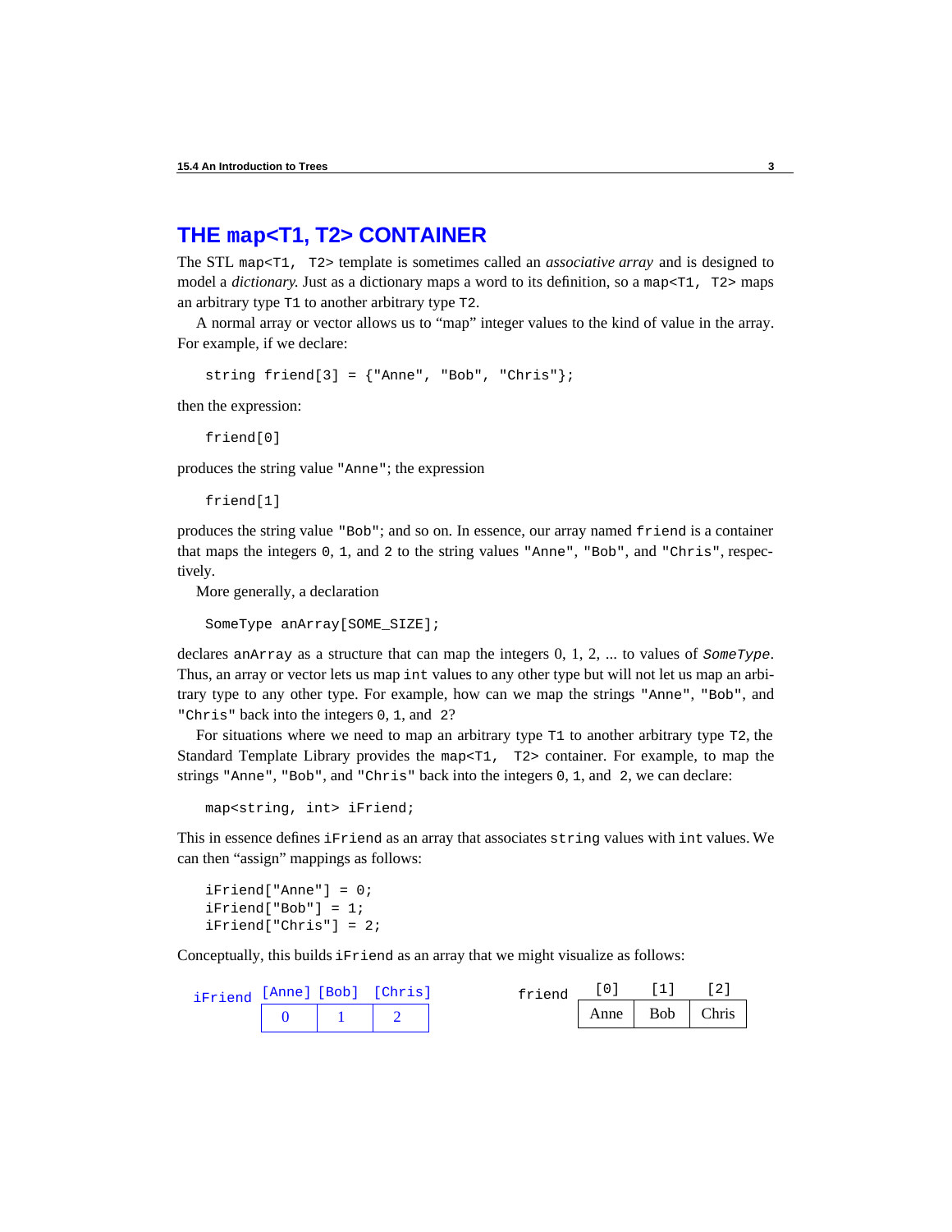## THE map<T1, T2> CONTAINER

The STL `map<T1, T2>` template is sometimes called an *associative array* and is designed to model a *dictionary*. Just as a dictionary maps a word to its definition, so a `map<T1, T2>` maps an arbitrary type `T1` to another arbitrary type `T2`.

A normal array or vector allows us to "map" integer values to the kind of value in the array. For example, if we declare:

```
string friend[3] = {"Anne", "Bob", "Chris"};
```

then the expression:

```
friend[0]
```

produces the string value `"Anne"`; the expression

```
friend[1]
```

produces the string value `"Bob"`; and so on. In essence, our array named `friend` is a container that maps the integers `0`, `1`, and `2` to the string values `"Anne"`, `"Bob"`, and `"Chris"`, respectively.

More generally, a declaration

```
SomeType anArray[SOME_SIZE];
```

declares `anArray` as a structure that can map the integers 0, 1, 2, ... to values of *`SomeType`*. Thus, an array or vector lets us map `int` values to any other type but will not let us map an arbitrary type to any other type. For example, how can we map the strings `"Anne"`, `"Bob"`, and `"Chris"` back into the integers `0`, `1`, and `2`?

For situations where we need to map an arbitrary type `T1` to another arbitrary type `T2`, the Standard Template Library provides the `map<T1, T2>` container. For example, to map the strings `"Anne"`, `"Bob"`, and `"Chris"` back into the integers `0`, `1`, and `2`, we can declare:

```
map<string, int> iFriend;
```

This in essence defines `iFriend` as an array that associates `string` values with `int` values. We can then "assign" mappings as follows:

```
iFriend["Anne"] = 0;
iFriend["Bob"] = 1;
iFriend["Chris"] = 2;
```

Conceptually, this builds `iFriend` as an array that we might visualize as follows:

`iFriend`

| [Anne] | [Bob] | [Chris] |
|---|---|---|
| 0 | 1 | 2 |

`friend`

| [0] | [1] | [2] |
|---|---|---|
| Anne | Bob | Chris |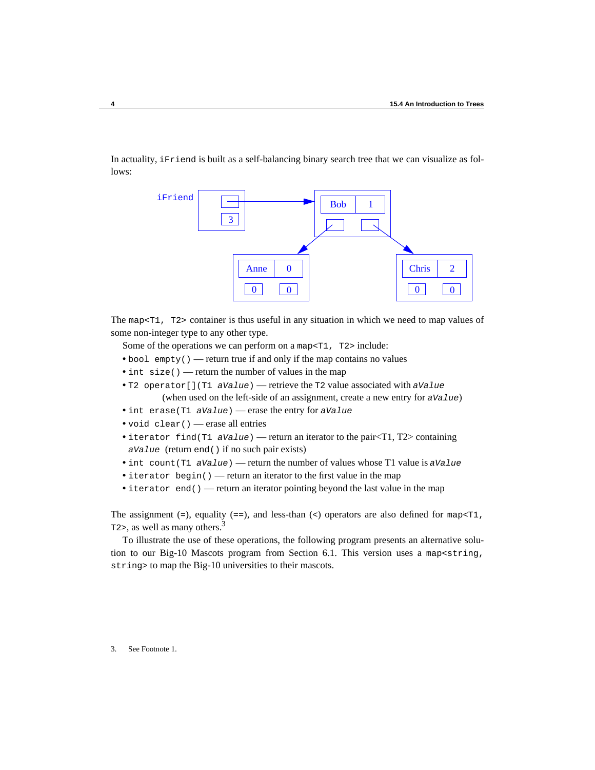In actuality, `iFriend` is built as a self-balancing binary search tree that we can visualize as follows:

The `map<T1, T2>` container is thus useful in any situation in which we need to map values of some non-integer type to any other type.

Some of the operations we can perform on a `map<T1, T2>` include:

- `bool empty()` — return true if and only if the map contains no values
- `int size()` — return the number of values in the map
- `T2 operator[](T1 aValue)` — retrieve the `T2` value associated with `aValue` (when used on the left-side of an assignment, create a new entry for `aValue`)
- `int erase(T1 aValue)` — erase the entry for `aValue`
- `void clear()` — erase all entries
- `iterator find(T1 aValue)` — return an iterator to the pair<T1, T2> containing `aValue` (return `end()` if no such pair exists)
- `int count(T1 aValue)` — return the number of values whose T1 value is `aValue`
- `iterator begin()` — return an iterator to the first value in the map
- `iterator end()` — return an iterator pointing beyond the last value in the map

The assignment (=), equality (==), and less-than (<) operators are also defined for `map<T1, T2>`, as well as many others.[3]

To illustrate the use of these operations, the following program presents an alternative solution to our Big-10 Mascots program from Section 6.1. This version uses a `map<string, string>` to map the Big-10 universities to their mascots.

3. See Footnote 1.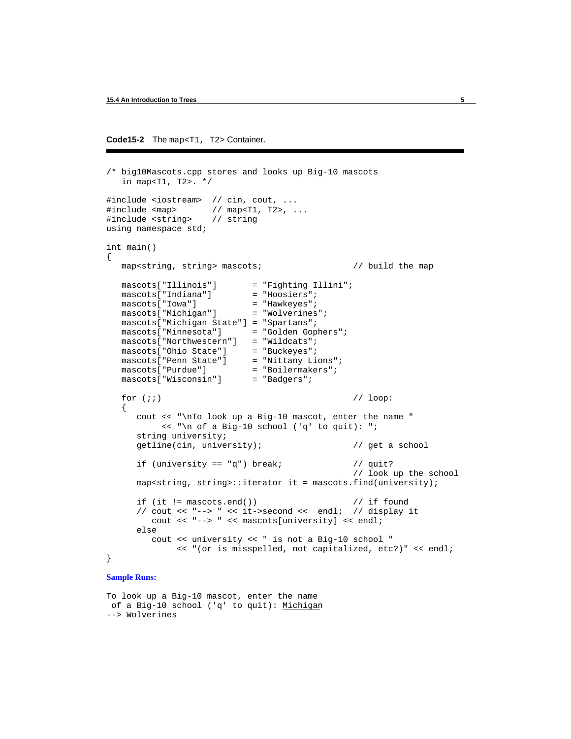**Code15-2** The `map<T1, T2>` Container.

```
/* big10Mascots.cpp stores and looks up Big-10 mascots
   in map<T1, T2>. */

#include <iostream>  // cin, cout, ...
#include <map>       // map<T1, T2>, ...
#include <string>    // string
using namespace std;

int main()
{
   map<string, string> mascots;                  // build the map

   mascots["Illinois"]       = "Fighting Illini";
   mascots["Indiana"]        = "Hoosiers";
   mascots["Iowa"]           = "Hawkeyes";
   mascots["Michigan"]       = "Wolverines";
   mascots["Michigan State"] = "Spartans";
   mascots["Minnesota"]      = "Golden Gophers";
   mascots["Northwestern"]   = "Wildcats";
   mascots["Ohio State"]     = "Buckeyes";
   mascots["Penn State"]     = "Nittany Lions";
   mascots["Purdue"]         = "Boilermakers";
   mascots["Wisconsin"]      = "Badgers";

   for (;;)                                      // loop:
   {
      cout << "\nTo look up a Big-10 mascot, enter the name "
           << "\n of a Big-10 school ('q' to quit): ";
      string university;
      getline(cin, university);                  // get a school

      if (university == "q") break;              // quit?
                                                 // look up the school
      map<string, string>::iterator it = mascots.find(university);

      if (it != mascots.end())                   // if found
      // cout << "--> " << it->second <<  endl;  // display it
         cout << "--> " << mascots[university] << endl;
      else
         cout << university << " is not a Big-10 school "
              << "(or is misspelled, not capitalized, etc?)" << endl;
}
```

**Sample Runs:**

```
To look up a Big-10 mascot, enter the name
 of a Big-10 school ('q' to quit): Michigan
--> Wolverines
```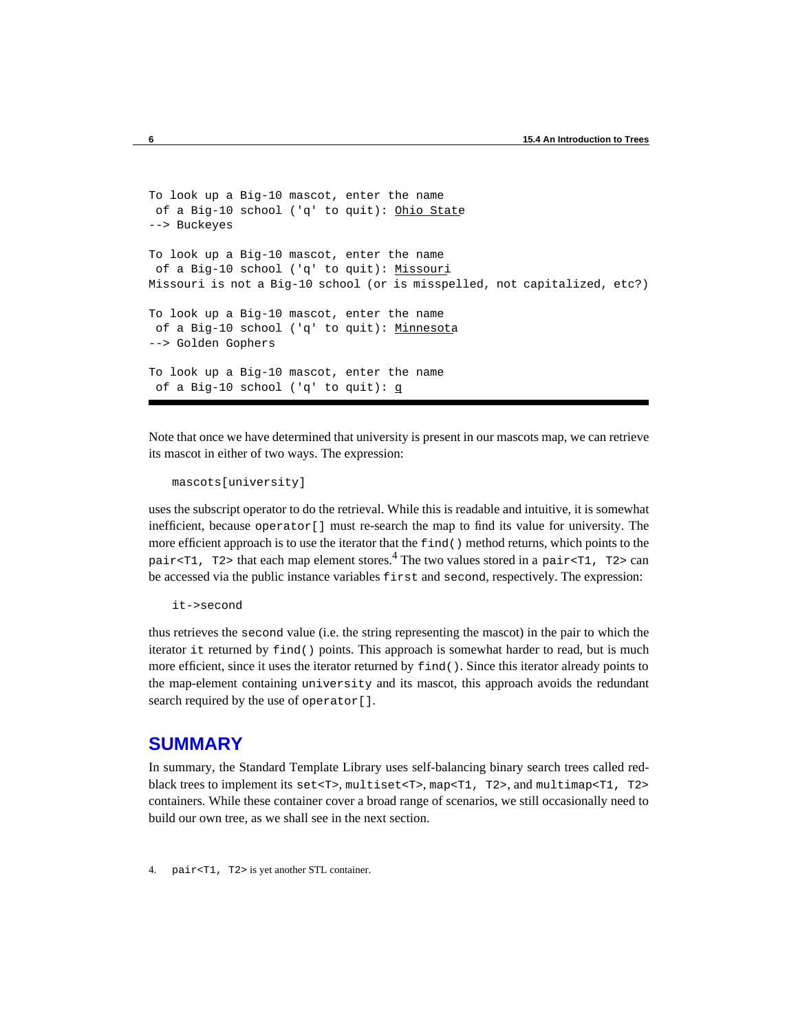```
To look up a Big-10 mascot, enter the name
 of a Big-10 school ('q' to quit): Ohio State
--> Buckeyes

To look up a Big-10 mascot, enter the name
 of a Big-10 school ('q' to quit): Missouri
Missouri is not a Big-10 school (or is misspelled, not capitalized, etc?)

To look up a Big-10 mascot, enter the name
 of a Big-10 school ('q' to quit): Minnesota
--> Golden Gophers

To look up a Big-10 mascot, enter the name
 of a Big-10 school ('q' to quit): q
```

Note that once we have determined that university is present in our mascots map, we can retrieve its mascot in either of two ways. The expression:

```
mascots[university]
```

uses the subscript operator to do the retrieval. While this is readable and intuitive, it is somewhat inefficient, because `operator[]` must re-search the map to find its value for university. The more efficient approach is to use the iterator that the `find()` method returns, which points to the `pair<T1, T2>` that each map element stores.[4] The two values stored in a `pair<T1, T2>` can be accessed via the public instance variables `first` and `second`, respectively. The expression:

```
it->second
```

thus retrieves the `second` value (i.e. the string representing the mascot) in the pair to which the iterator `it` returned by `find()` points. This approach is somewhat harder to read, but is much more efficient, since it uses the iterator returned by `find()`. Since this iterator already points to the map-element containing `university` and its mascot, this approach avoids the redundant search required by the use of `operator[]`.

## SUMMARY

In summary, the Standard Template Library uses self-balancing binary search trees called red-black trees to implement its `set<T>`, `multiset<T>`, `map<T1, T2>`, and `multimap<T1, T2>` containers. While these container cover a broad range of scenarios, we still occasionally need to build our own tree, as we shall see in the next section.

4. `pair<T1, T2>` is yet another STL container.